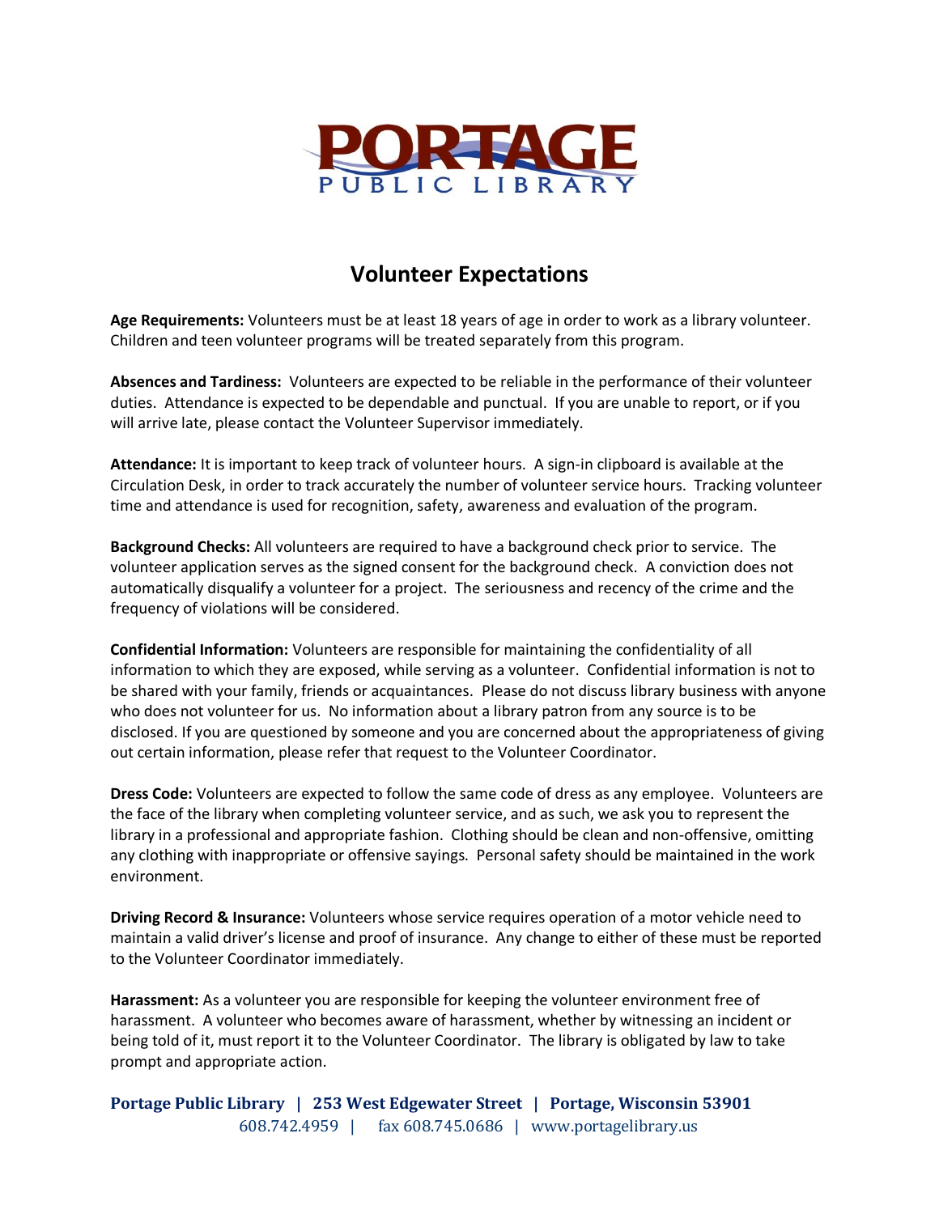# PORTAGE PUBLIC LIBRARY

## Volunteer Expectations

**Age Requirements:** Volunteers must be at least 18 years of age in order to work as a library volunteer. Children and teen volunteer programs will be treated separately from this program.

**Absences and Tardiness:** Volunteers are expected to be reliable in the performance of their volunteer duties. Attendance is expected to be dependable and punctual. If you are unable to report, or if you will arrive late, please contact the Volunteer Supervisor immediately.

**Attendance:** It is important to keep track of volunteer hours. A sign-in clipboard is available at the Circulation Desk, in order to track accurately the number of volunteer service hours. Tracking volunteer time and attendance is used for recognition, safety, awareness and evaluation of the program.

**Background Checks:** All volunteers are required to have a background check prior to service. The volunteer application serves as the signed consent for the background check. A conviction does not automatically disqualify a volunteer for a project. The seriousness and recency of the crime and the frequency of violations will be considered.

**Confidential Information:** Volunteers are responsible for maintaining the confidentiality of all information to which they are exposed, while serving as a volunteer. Confidential information is not to be shared with your family, friends or acquaintances. Please do not discuss library business with anyone who does not volunteer for us. No information about a library patron from any source is to be disclosed. If you are questioned by someone and you are concerned about the appropriateness of giving out certain information, please refer that request to the Volunteer Coordinator.

**Dress Code:** Volunteers are expected to follow the same code of dress as any employee. Volunteers are the face of the library when completing volunteer service, and as such, we ask you to represent the library in a professional and appropriate fashion. Clothing should be clean and non-offensive, omitting any clothing with inappropriate or offensive sayings. Personal safety should be maintained in the work environment.

**Driving Record & Insurance:** Volunteers whose service requires operation of a motor vehicle need to maintain a valid driver's license and proof of insurance. Any change to either of these must be reported to the Volunteer Coordinator immediately.

**Harassment:** As a volunteer you are responsible for keeping the volunteer environment free of harassment. A volunteer who becomes aware of harassment, whether by witnessing an incident or being told of it, must report it to the Volunteer Coordinator. The library is obligated by law to take prompt and appropriate action.

**Portage Public Library | 253 West Edgewater Street | Portage, Wisconsin 53901**
608.742.4959 | fax 608.745.0686 | www.portagelibrary.us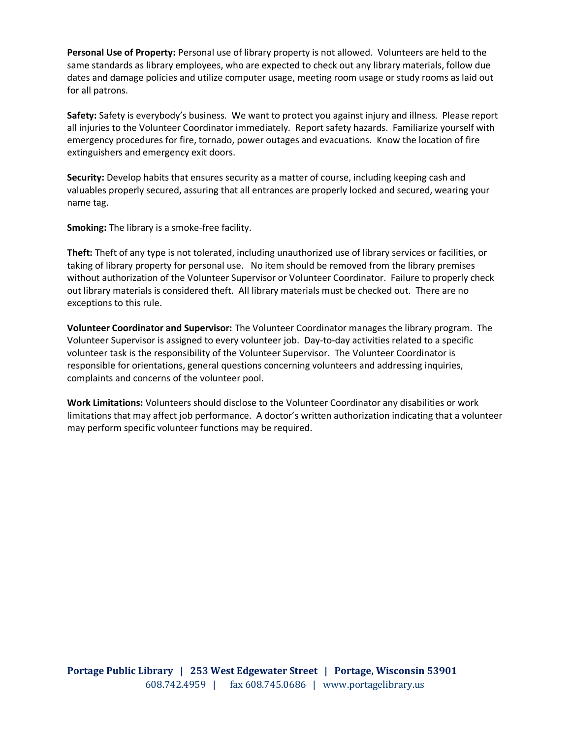**Personal Use of Property:** Personal use of library property is not allowed. Volunteers are held to the same standards as library employees, who are expected to check out any library materials, follow due dates and damage policies and utilize computer usage, meeting room usage or study rooms as laid out for all patrons.

**Safety:** Safety is everybody's business. We want to protect you against injury and illness. Please report all injuries to the Volunteer Coordinator immediately. Report safety hazards. Familiarize yourself with emergency procedures for fire, tornado, power outages and evacuations. Know the location of fire extinguishers and emergency exit doors.

**Security:** Develop habits that ensures security as a matter of course, including keeping cash and valuables properly secured, assuring that all entrances are properly locked and secured, wearing your name tag.

**Smoking:** The library is a smoke-free facility.

**Theft:** Theft of any type is not tolerated, including unauthorized use of library services or facilities, or taking of library property for personal use. No item should be removed from the library premises without authorization of the Volunteer Supervisor or Volunteer Coordinator. Failure to properly check out library materials is considered theft. All library materials must be checked out. There are no exceptions to this rule.

**Volunteer Coordinator and Supervisor:** The Volunteer Coordinator manages the library program. The Volunteer Supervisor is assigned to every volunteer job. Day-to-day activities related to a specific volunteer task is the responsibility of the Volunteer Supervisor. The Volunteer Coordinator is responsible for orientations, general questions concerning volunteers and addressing inquiries, complaints and concerns of the volunteer pool.

**Work Limitations:** Volunteers should disclose to the Volunteer Coordinator any disabilities or work limitations that may affect job performance. A doctor's written authorization indicating that a volunteer may perform specific volunteer functions may be required.